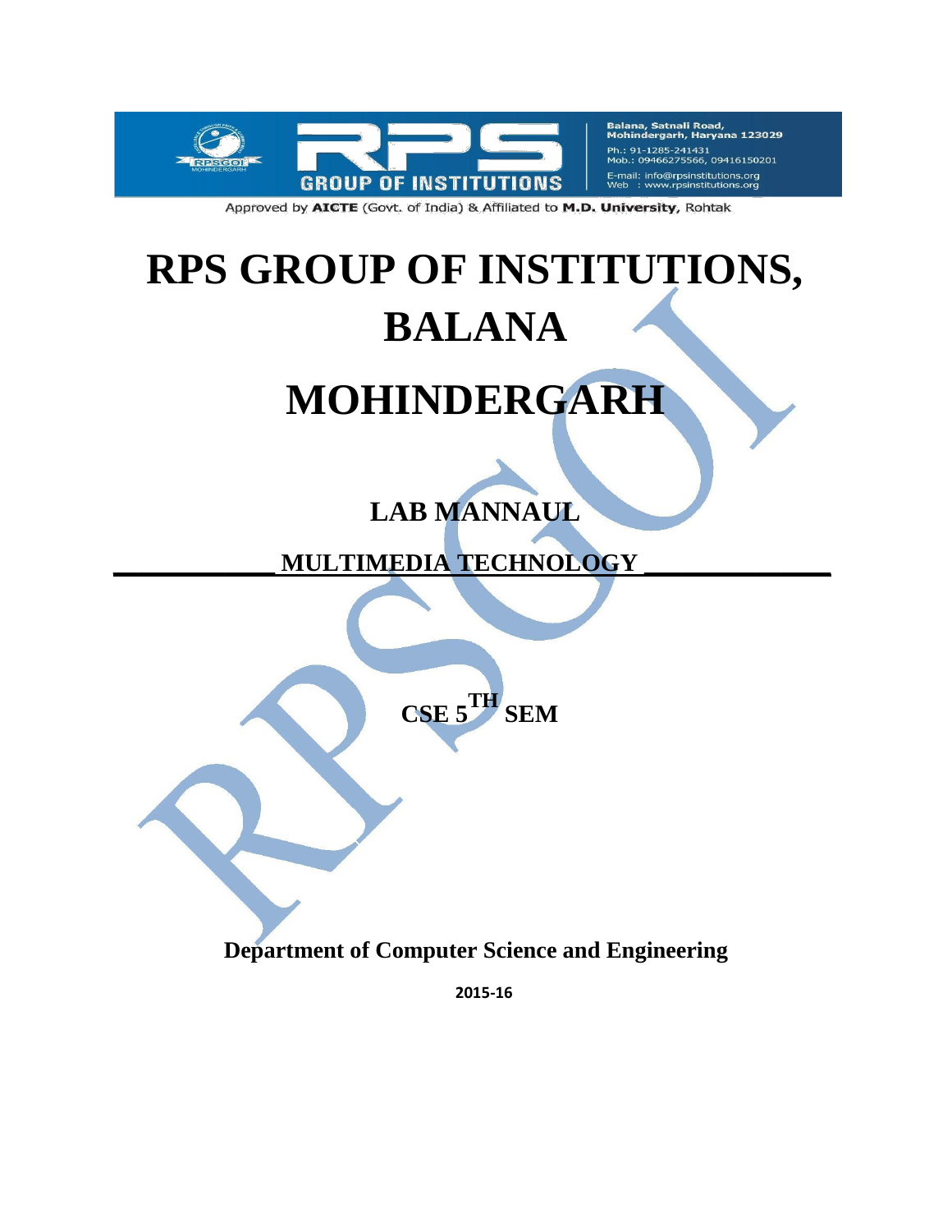Balana, Satnali Road, Mohindergarh, Haryana 123029
Ph.: 91-1285-241431
Mob.: 09466275566, 09416150201
E-mail: info@rpsinstitutions.org
Web : www.rpsinstitutions.org

Approved by **AICTE** (Govt. of India) & Affiliated to **M.D. University**, Rohtak

# RPS GROUP OF INSTITUTIONS, BALANA

# MOHINDERGARH

## LAB MANNAUL

## MULTIMEDIA TECHNOLOGY

## CSE 5TH SEM

**Department of Computer Science and Engineering**

**2015-16**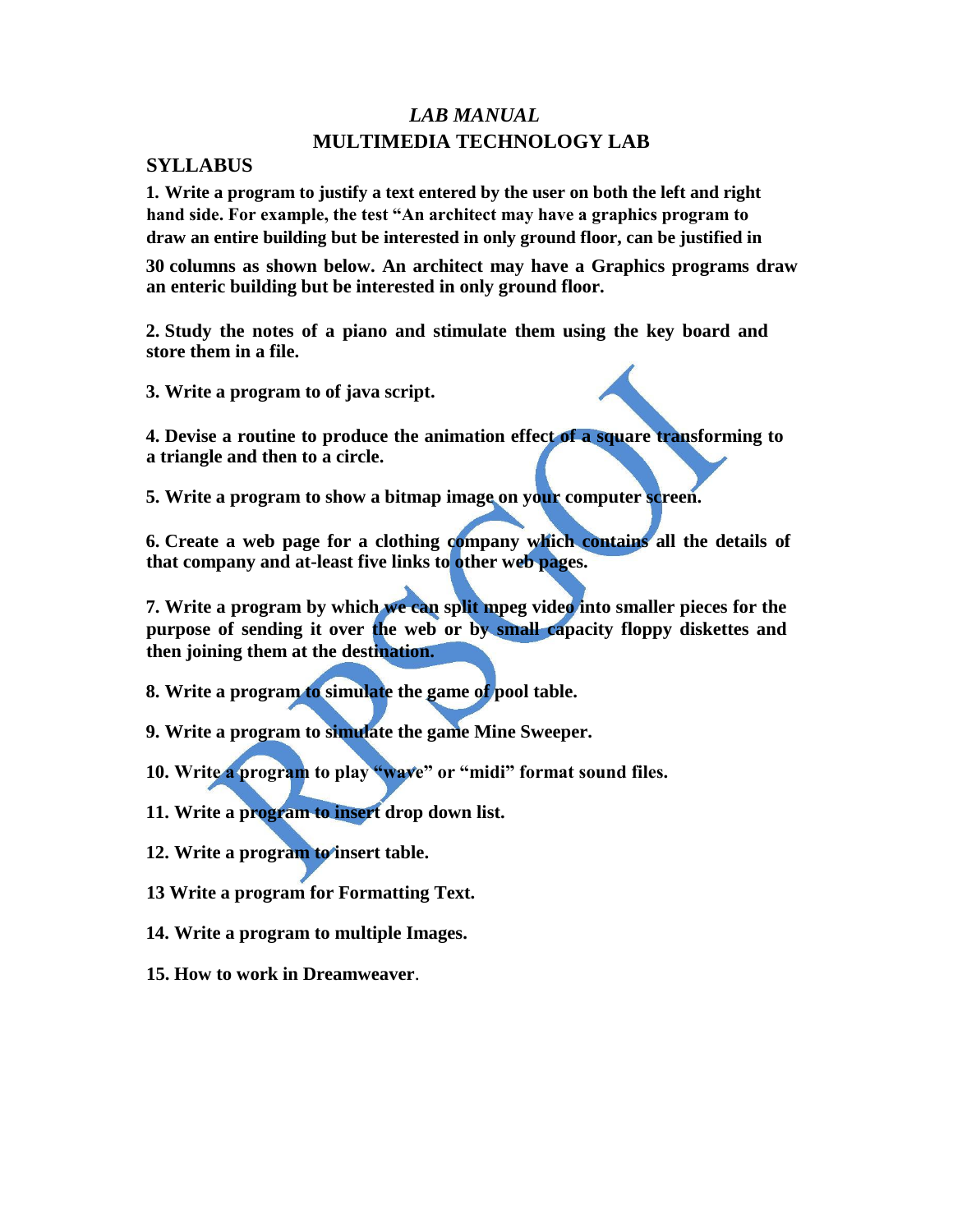# *LAB MANUAL*

# MULTIMEDIA TECHNOLOGY LAB

## SYLLABUS

**1. Write a program to justify a text entered by the user on both the left and right hand side. For example, the test "An architect may have a graphics program to draw an entire building but be interested in only ground floor, can be justified in 30 columns as shown below. An architect may have a Graphics programs draw an enteric building but be interested in only ground floor.**

**2. Study the notes of a piano and stimulate them using the key board and store them in a file.**

**3. Write a program to of java script.**

**4. Devise a routine to produce the animation effect of a square transforming to a triangle and then to a circle.**

**5. Write a program to show a bitmap image on your computer screen.**

**6. Create a web page for a clothing company which contains all the details of that company and at-least five links to other web pages.**

**7. Write a program by which we can split mpeg video into smaller pieces for the purpose of sending it over the web or by small capacity floppy diskettes and then joining them at the destination.**

**8. Write a program to simulate the game of pool table.**

**9. Write a program to simulate the game Mine Sweeper.**

**10. Write a program to play "wave" or "midi" format sound files.**

**11. Write a program to insert drop down list.**

**12. Write a program to insert table.**

**13 Write a program for Formatting Text.**

**14. Write a program to multiple Images.**

**15. How to work in Dreamweaver.**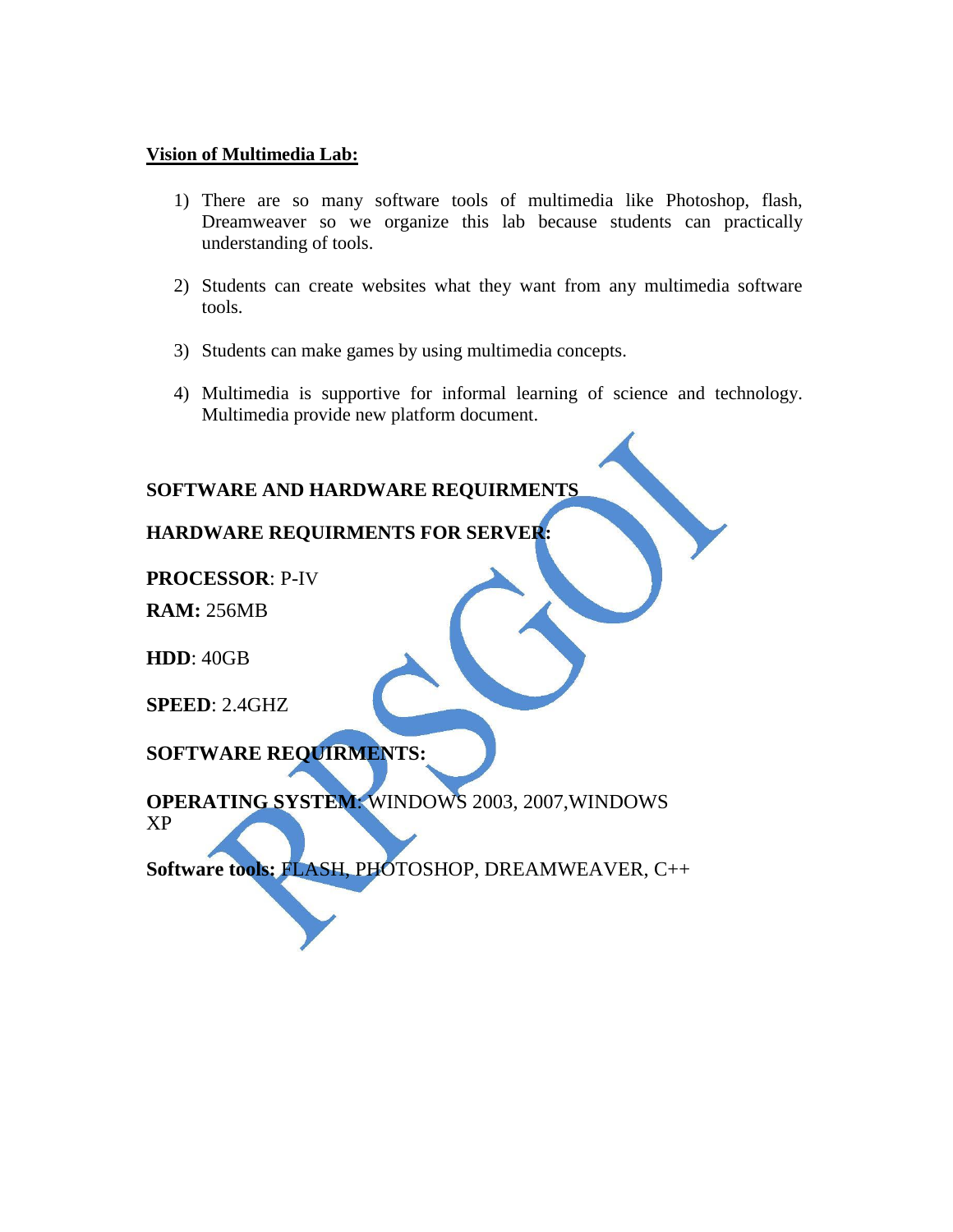**<u>Vision of Multimedia Lab:</u>**

1) There are so many software tools of multimedia like Photoshop, flash, Dreamweaver so we organize this lab because students can practically understanding of tools.

2) Students can create websites what they want from any multimedia software tools.

3) Students can make games by using multimedia concepts.

4) Multimedia is supportive for informal learning of science and technology. Multimedia provide new platform document.

**SOFTWARE AND HARDWARE REQUIRMENTS**

**HARDWARE REQUIRMENTS FOR SERVER:**

**PROCESSOR**: P-IV

**RAM:** 256MB

**HDD**: 40GB

**SPEED**: 2.4GHZ

**SOFTWARE REQUIRMENTS:**

**OPERATING SYSTEM**: WINDOWS 2003, 2007,WINDOWS XP

**Software tools:** FLASH, PHOTOSHOP, DREAMWEAVER, C++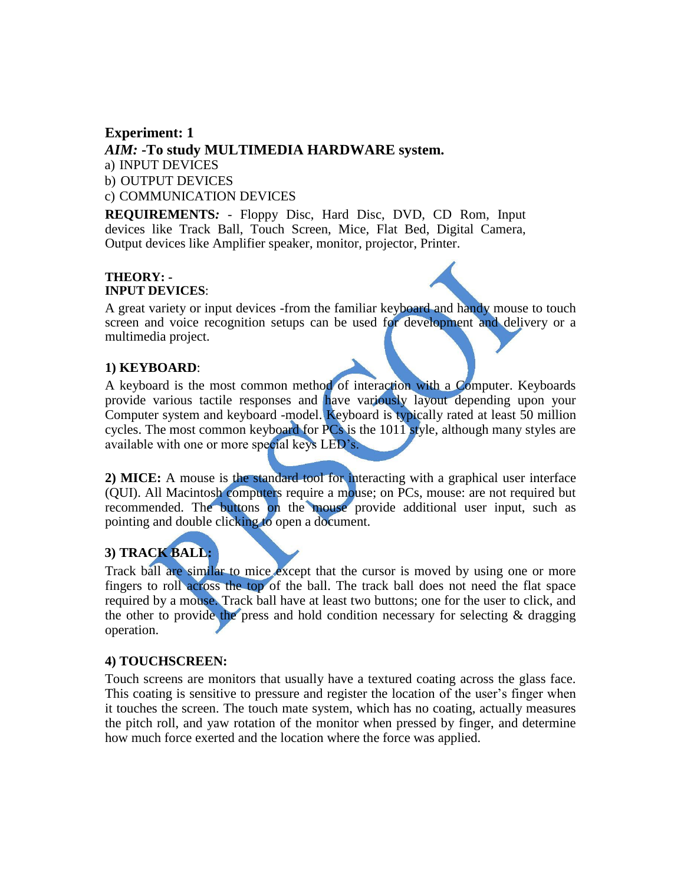**Experiment: 1**

***AIM:* -To study MULTIMEDIA HARDWARE system.**

a) INPUT DEVICES

b) OUTPUT DEVICES

c) COMMUNICATION DEVICES

**REQUIREMENTS*:*** - Floppy Disc, Hard Disc, DVD, CD Rom, Input devices like Track Ball, Touch Screen, Mice, Flat Bed, Digital Camera, Output devices like Amplifier speaker, monitor, projector, Printer.

**THEORY: -**

**INPUT DEVICES**:

A great variety or input devices -from the familiar keyboard and handy mouse to touch screen and voice recognition setups can be used for development and delivery or a multimedia project.

**1) KEYBOARD**:

A keyboard is the most common method of interaction with a Computer. Keyboards provide various tactile responses and have variously layout depending upon your Computer system and keyboard -model. Keyboard is typically rated at least 50 million cycles. The most common keyboard for PCs is the 1011 style, although many styles are available with one or more special keys LED's.

**2) MICE:** A mouse is the standard tool for interacting with a graphical user interface (QUI). All Macintosh computers require a mouse; on PCs, mouse: are not required but recommended. The buttons on the mouse provide additional user input, such as pointing and double clicking to open a document.

**3) TRACK BALL:**

Track ball are similar to mice except that the cursor is moved by using one or more fingers to roll across the top of the ball. The track ball does not need the flat space required by a mouse. Track ball have at least two buttons; one for the user to click, and the other to provide the press and hold condition necessary for selecting & dragging operation.

**4) TOUCHSCREEN:**

Touch screens are monitors that usually have a textured coating across the glass face. This coating is sensitive to pressure and register the location of the user's finger when it touches the screen. The touch mate system, which has no coating, actually measures the pitch roll, and yaw rotation of the monitor when pressed by finger, and determine how much force exerted and the location where the force was applied.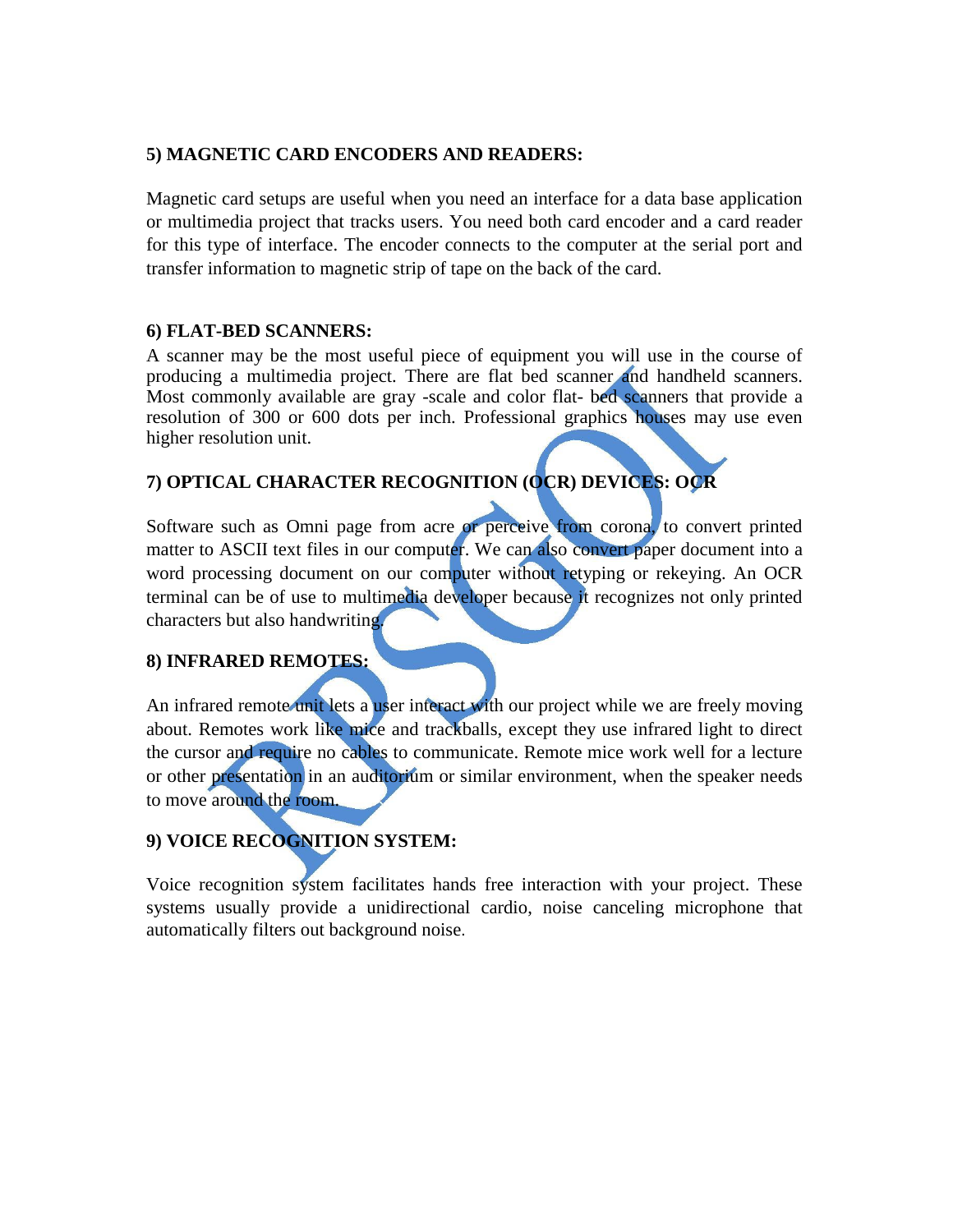**5) MAGNETIC CARD ENCODERS AND READERS:**

Magnetic card setups are useful when you need an interface for a data base application or multimedia project that tracks users. You need both card encoder and a card reader for this type of interface. The encoder connects to the computer at the serial port and transfer information to magnetic strip of tape on the back of the card.

**6) FLAT-BED SCANNERS:**

A scanner may be the most useful piece of equipment you will use in the course of producing a multimedia project. There are flat bed scanner and handheld scanners. Most commonly available are gray -scale and color flat- bed scanners that provide a resolution of 300 or 600 dots per inch. Professional graphics houses may use even higher resolution unit.

**7) OPTICAL CHARACTER RECOGNITION (OCR) DEVICES: OCR**

Software such as Omni page from acre or perceive from corona, to convert printed matter to ASCII text files in our computer. We can also convert paper document into a word processing document on our computer without retyping or rekeying. An OCR terminal can be of use to multimedia developer because it recognizes not only printed characters but also handwriting.

**8) INFRARED REMOTES:**

An infrared remote unit lets a user interact with our project while we are freely moving about. Remotes work like mice and trackballs, except they use infrared light to direct the cursor and require no cables to communicate. Remote mice work well for a lecture or other presentation in an auditorium or similar environment, when the speaker needs to move around the room.

**9) VOICE RECOGNITION SYSTEM:**

Voice recognition system facilitates hands free interaction with your project. These systems usually provide a unidirectional cardio, noise canceling microphone that automatically filters out background noise.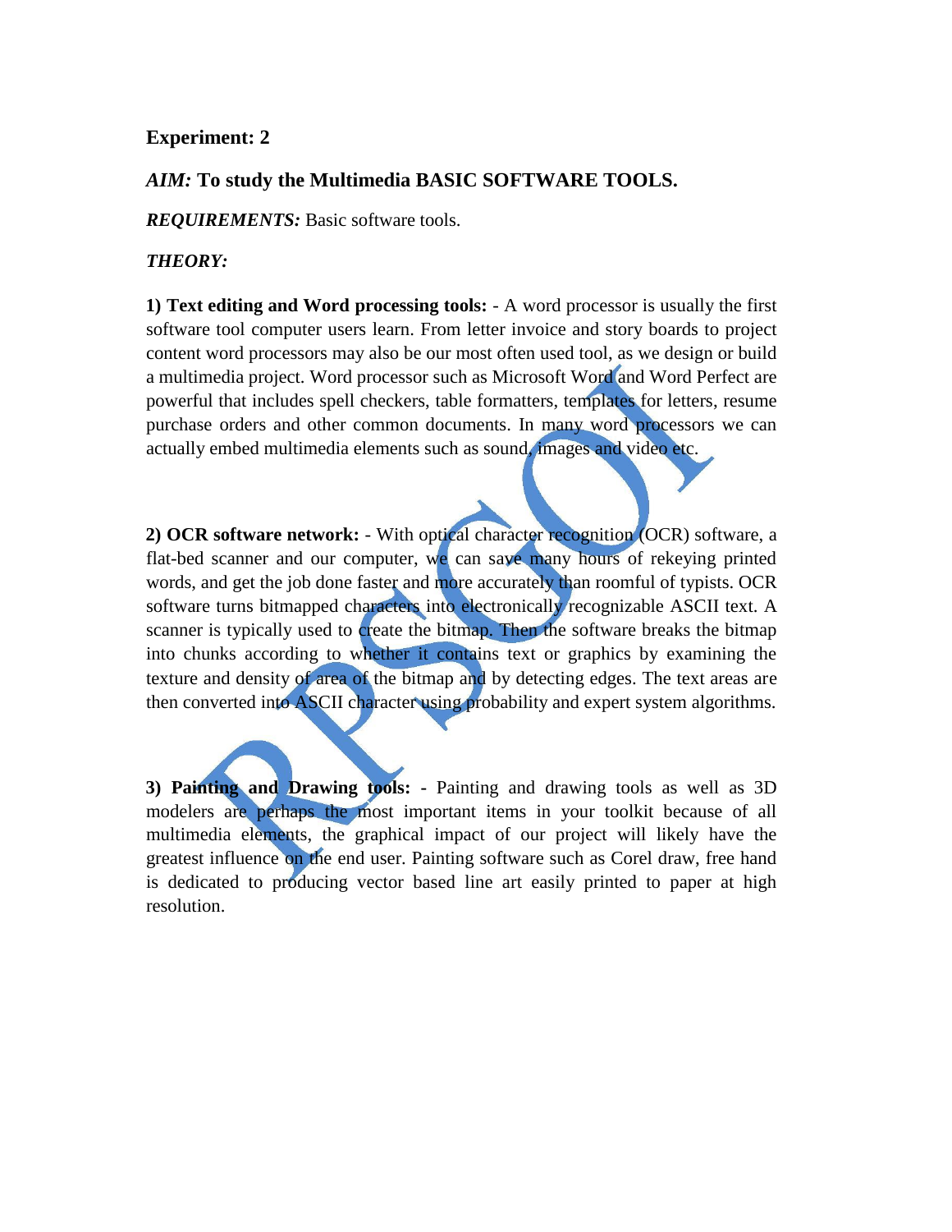**Experiment: 2**

***AIM:*** **To study the Multimedia BASIC SOFTWARE TOOLS.**

***REQUIREMENTS:*** Basic software tools.

***THEORY:***

**1) Text editing and Word processing tools:** - A word processor is usually the first software tool computer users learn. From letter invoice and story boards to project content word processors may also be our most often used tool, as we design or build a multimedia project. Word processor such as Microsoft Word and Word Perfect are powerful that includes spell checkers, table formatters, templates for letters, resume purchase orders and other common documents. In many word processors we can actually embed multimedia elements such as sound, images and video etc.

**2) OCR software network:** - With optical character recognition (OCR) software, a flat-bed scanner and our computer, we can save many hours of rekeying printed words, and get the job done faster and more accurately than roomful of typists. OCR software turns bitmapped characters into electronically recognizable ASCII text. A scanner is typically used to create the bitmap. Then the software breaks the bitmap into chunks according to whether it contains text or graphics by examining the texture and density of area of the bitmap and by detecting edges. The text areas are then converted into ASCII character using probability and expert system algorithms.

**3) Painting and Drawing tools: -** Painting and drawing tools as well as 3D modelers are perhaps the most important items in your toolkit because of all multimedia elements, the graphical impact of our project will likely have the greatest influence on the end user. Painting software such as Corel draw, free hand is dedicated to producing vector based line art easily printed to paper at high resolution.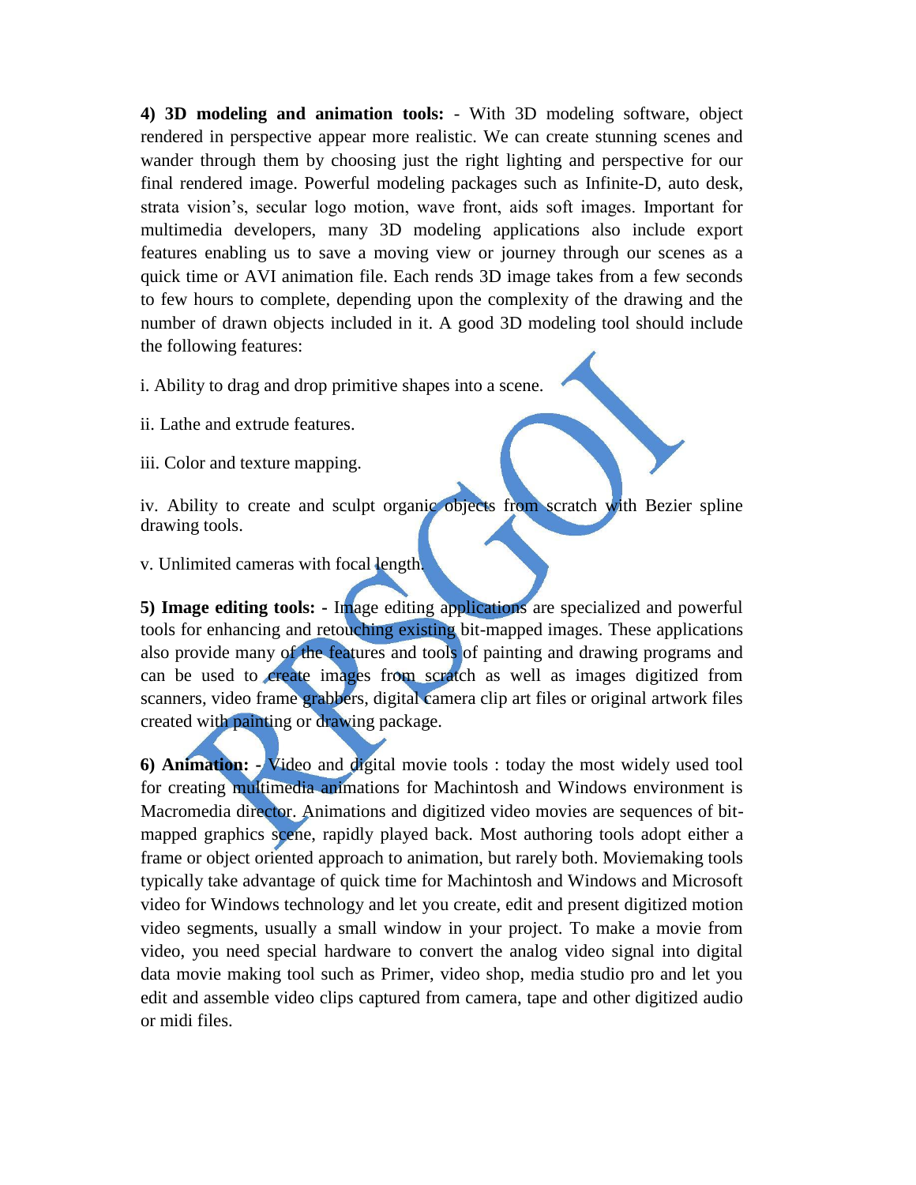**4) 3D modeling and animation tools:** - With 3D modeling software, object rendered in perspective appear more realistic. We can create stunning scenes and wander through them by choosing just the right lighting and perspective for our final rendered image. Powerful modeling packages such as Infinite-D, auto desk, strata vision's, secular logo motion, wave front, aids soft images. Important for multimedia developers, many 3D modeling applications also include export features enabling us to save a moving view or journey through our scenes as a quick time or AVI animation file. Each rends 3D image takes from a few seconds to few hours to complete, depending upon the complexity of the drawing and the number of drawn objects included in it. A good 3D modeling tool should include the following features:

i. Ability to drag and drop primitive shapes into a scene.

ii. Lathe and extrude features.

iii. Color and texture mapping.

iv. Ability to create and sculpt organic objects from scratch with Bezier spline drawing tools.

v. Unlimited cameras with focal length.

**5) Image editing tools: -** Image editing applications are specialized and powerful tools for enhancing and retouching existing bit-mapped images. These applications also provide many of the features and tools of painting and drawing programs and can be used to create images from scratch as well as images digitized from scanners, video frame grabbers, digital camera clip art files or original artwork files created with painting or drawing package.

**6) Animation: -** Video and digital movie tools : today the most widely used tool for creating multimedia animations for Machintosh and Windows environment is Macromedia director. Animations and digitized video movies are sequences of bit-mapped graphics scene, rapidly played back. Most authoring tools adopt either a frame or object oriented approach to animation, but rarely both. Moviemaking tools typically take advantage of quick time for Machintosh and Windows and Microsoft video for Windows technology and let you create, edit and present digitized motion video segments, usually a small window in your project. To make a movie from video, you need special hardware to convert the analog video signal into digital data movie making tool such as Primer, video shop, media studio pro and let you edit and assemble video clips captured from camera, tape and other digitized audio or midi files.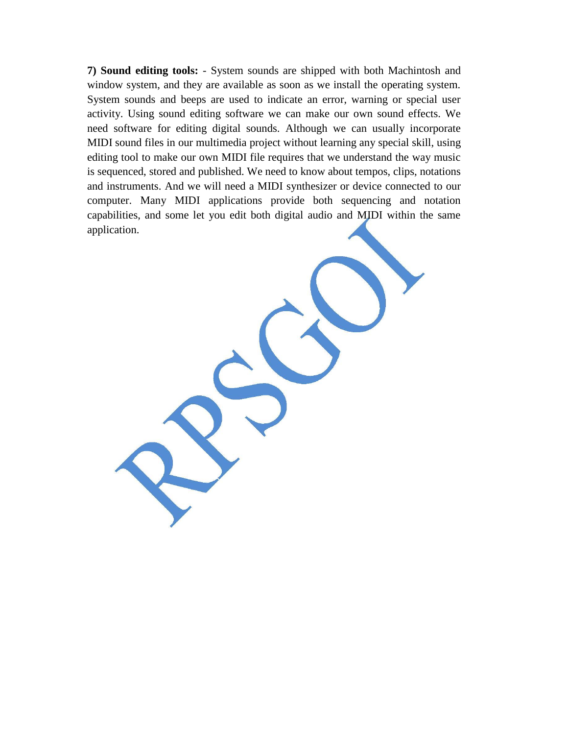**7) Sound editing tools:** - System sounds are shipped with both Machintosh and window system, and they are available as soon as we install the operating system. System sounds and beeps are used to indicate an error, warning or special user activity. Using sound editing software we can make our own sound effects. We need software for editing digital sounds. Although we can usually incorporate MIDI sound files in our multimedia project without learning any special skill, using editing tool to make our own MIDI file requires that we understand the way music is sequenced, stored and published. We need to know about tempos, clips, notations and instruments. And we will need a MIDI synthesizer or device connected to our computer. Many MIDI applications provide both sequencing and notation capabilities, and some let you edit both digital audio and MIDI within the same application.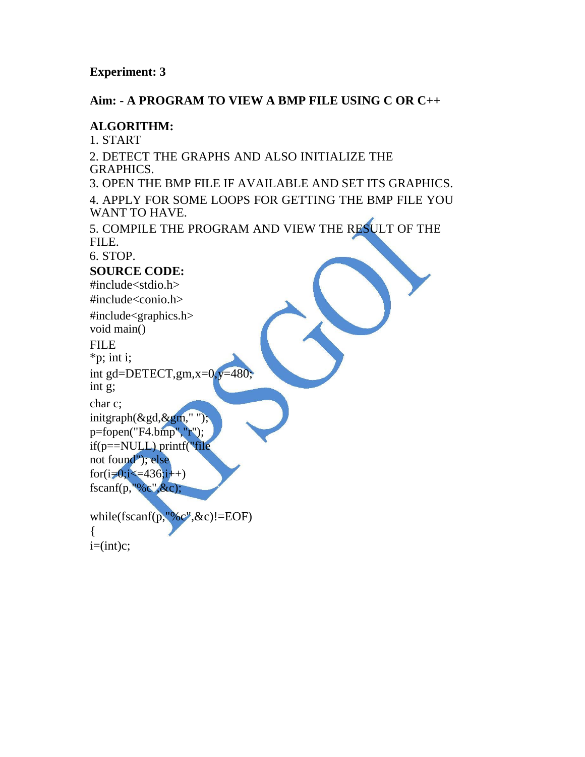**Experiment: 3**

**Aim: - A PROGRAM TO VIEW A BMP FILE USING C OR C++**

**ALGORITHM:**

1. START
2. DETECT THE GRAPHS AND ALSO INITIALIZE THE GRAPHICS.
3. OPEN THE BMP FILE IF AVAILABLE AND SET ITS GRAPHICS.
4. APPLY FOR SOME LOOPS FOR GETTING THE BMP FILE YOU WANT TO HAVE.
5. COMPILE THE PROGRAM AND VIEW THE RESULT OF THE FILE.
6. STOP.

**SOURCE CODE:**

```
#include<stdio.h>
#include<conio.h>
#include<graphics.h>
void main()
FILE
*p; int i;
int gd=DETECT,gm,x=0,y=480;
int g;
char c;
initgraph(&gd,&gm," ");
p=fopen("F4.bmp","r");
if(p==NULL) printf("file
not found"); else
for(i=0;i<=436;i++)
fscanf(p,"%c",&c);

while(fscanf(p,"%c",&c)!=EOF)
{
i=(int)c;
```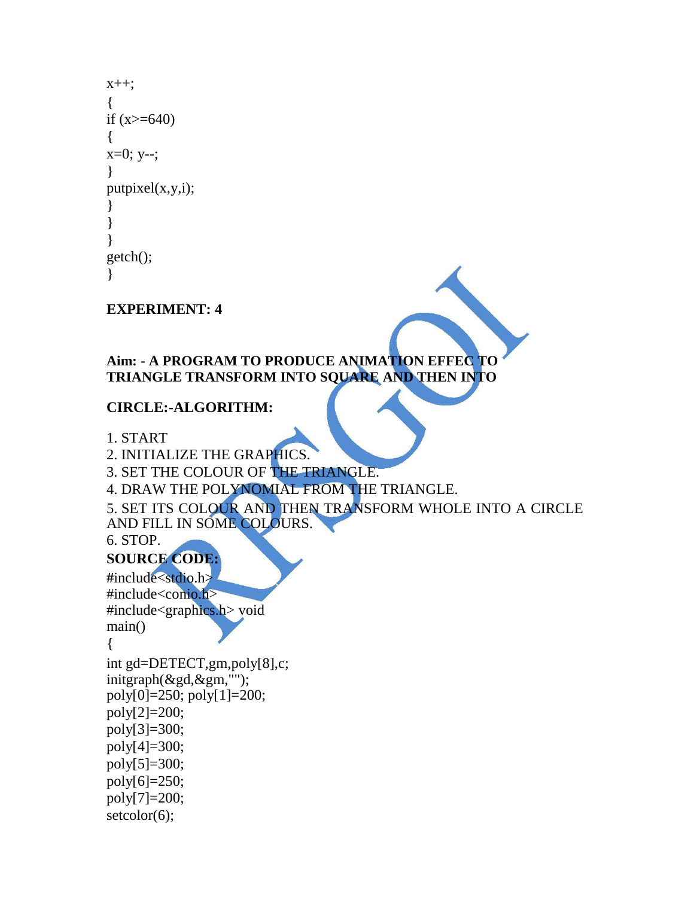```
x++;
{
if (x>=640)
{
x=0; y--;
}
putpixel(x,y,i);
}
}
}
getch();
}
```

**EXPERIMENT: 4**

**Aim: - A PROGRAM TO PRODUCE ANIMATION EFFEC TO TRIANGLE TRANSFORM INTO SQUARE AND THEN INTO**

**CIRCLE:-ALGORITHM:**

1. START
2. INITIALIZE THE GRAPHICS.
3. SET THE COLOUR OF THE TRIANGLE.
4. DRAW THE POLYNOMIAL FROM THE TRIANGLE.
5. SET ITS COLOUR AND THEN TRANSFORM WHOLE INTO A CIRCLE AND FILL IN SOME COLOURS.
6. STOP.

**SOURCE CODE:**

```
#include<stdio.h>
#include<conio.h>
#include<graphics.h> void
main()
{
int gd=DETECT,gm,poly[8],c;
initgraph(&gd,&gm,"");
poly[0]=250; poly[1]=200;
poly[2]=200;
poly[3]=300;
poly[4]=300;
poly[5]=300;
poly[6]=250;
poly[7]=200;
setcolor(6);
```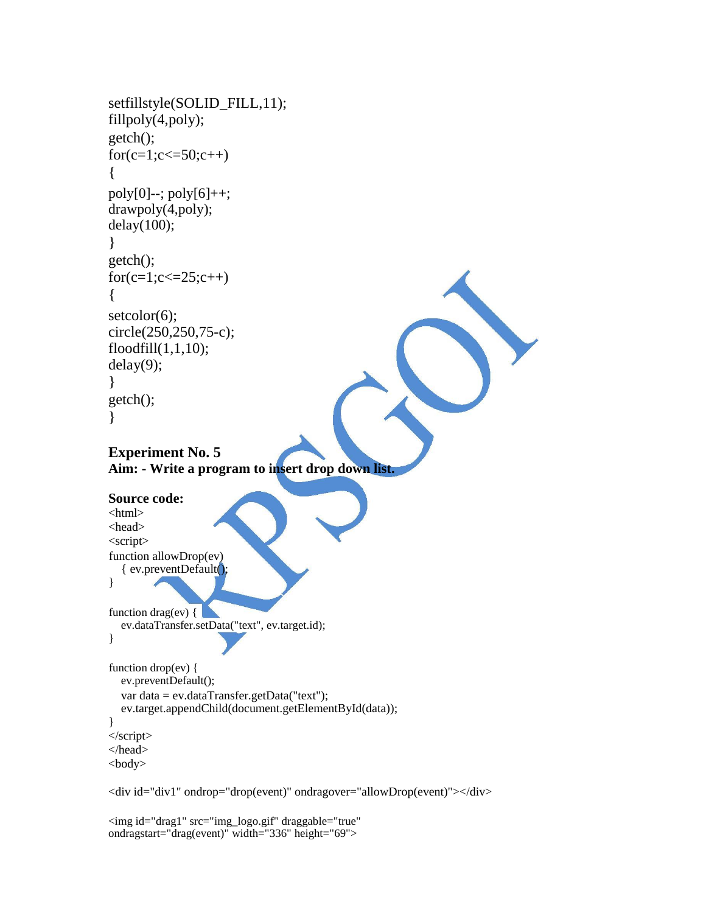```
setfillstyle(SOLID_FILL,11);
fillpoly(4,poly);
getch();
for(c=1;c<=50;c++)
{
poly[0]--; poly[6]++;
drawpoly(4,poly);
delay(100);
}
getch();
for(c=1;c<=25;c++)
{
setcolor(6);
circle(250,250,75-c);
floodfill(1,1,10);
delay(9);
}
getch();
}
```

**Experiment No. 5**
**Aim: - Write a program to insert drop down list.**

**Source code:**

```
<html>
<head>
<script>
function allowDrop(ev)
   { ev.preventDefault();
}

function drag(ev) {
   ev.dataTransfer.setData("text", ev.target.id);
}

function drop(ev) {
   ev.preventDefault();
   var data = ev.dataTransfer.getData("text");
   ev.target.appendChild(document.getElementById(data));
}
</script>
</head>
<body>

<div id="div1" ondrop="drop(event)" ondragover="allowDrop(event)"></div>

<img id="drag1" src="img_logo.gif" draggable="true"
ondragstart="drag(event)" width="336" height="69">
```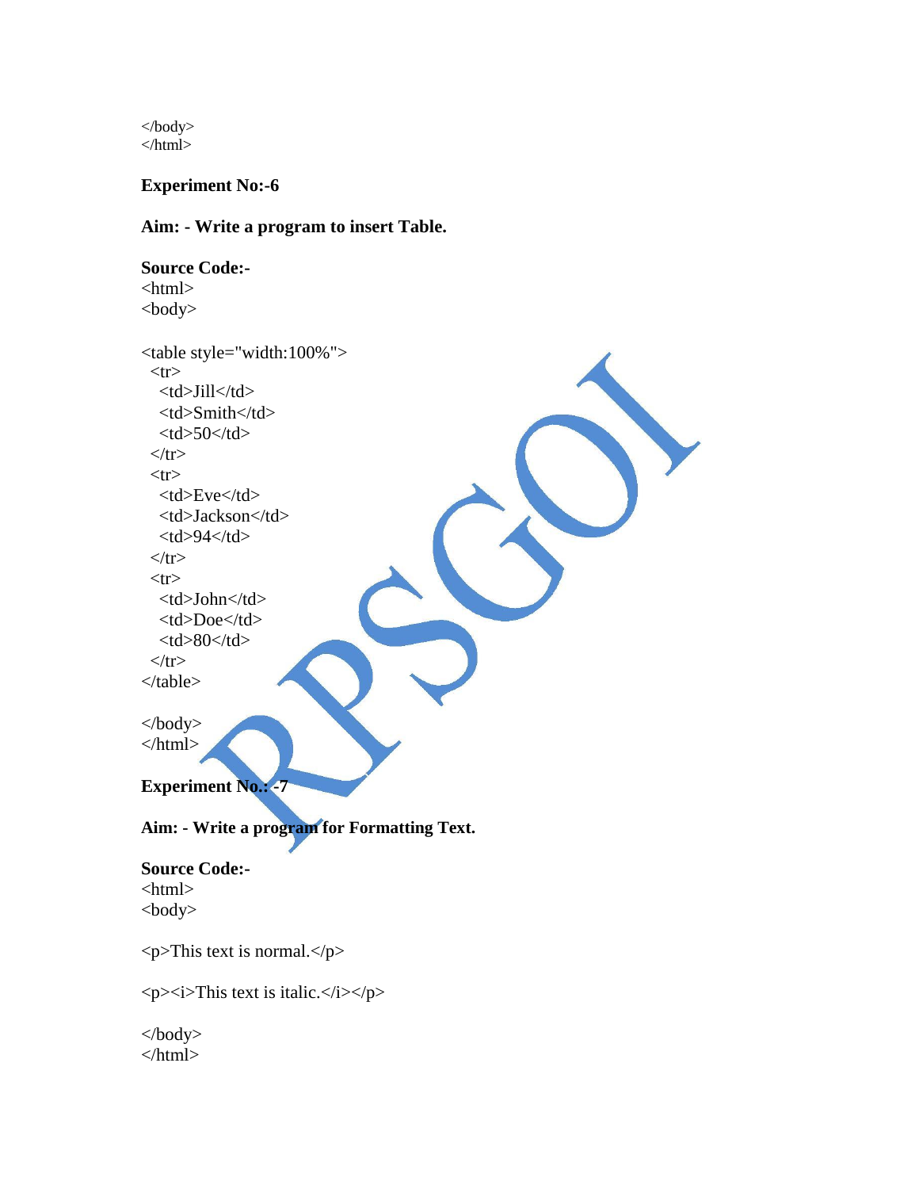```
</body>
</html>
```

**Experiment No:-6**

**Aim: - Write a program to insert Table.**

**Source Code:-**

```
<html>
<body>

<table style="width:100%">
  <tr>
    <td>Jill</td>
    <td>Smith</td>
    <td>50</td>
  </tr>
  <tr>
    <td>Eve</td>
    <td>Jackson</td>
    <td>94</td>
  </tr>
  <tr>
    <td>John</td>
    <td>Doe</td>
    <td>80</td>
  </tr>
</table>

</body>
</html>
```

**Experiment No.: -7**

**Aim: - Write a program for Formatting Text.**

**Source Code:-**

```
<html>
<body>

<p>This text is normal.</p>

<p><i>This text is italic.</i></p>

</body>
</html>
```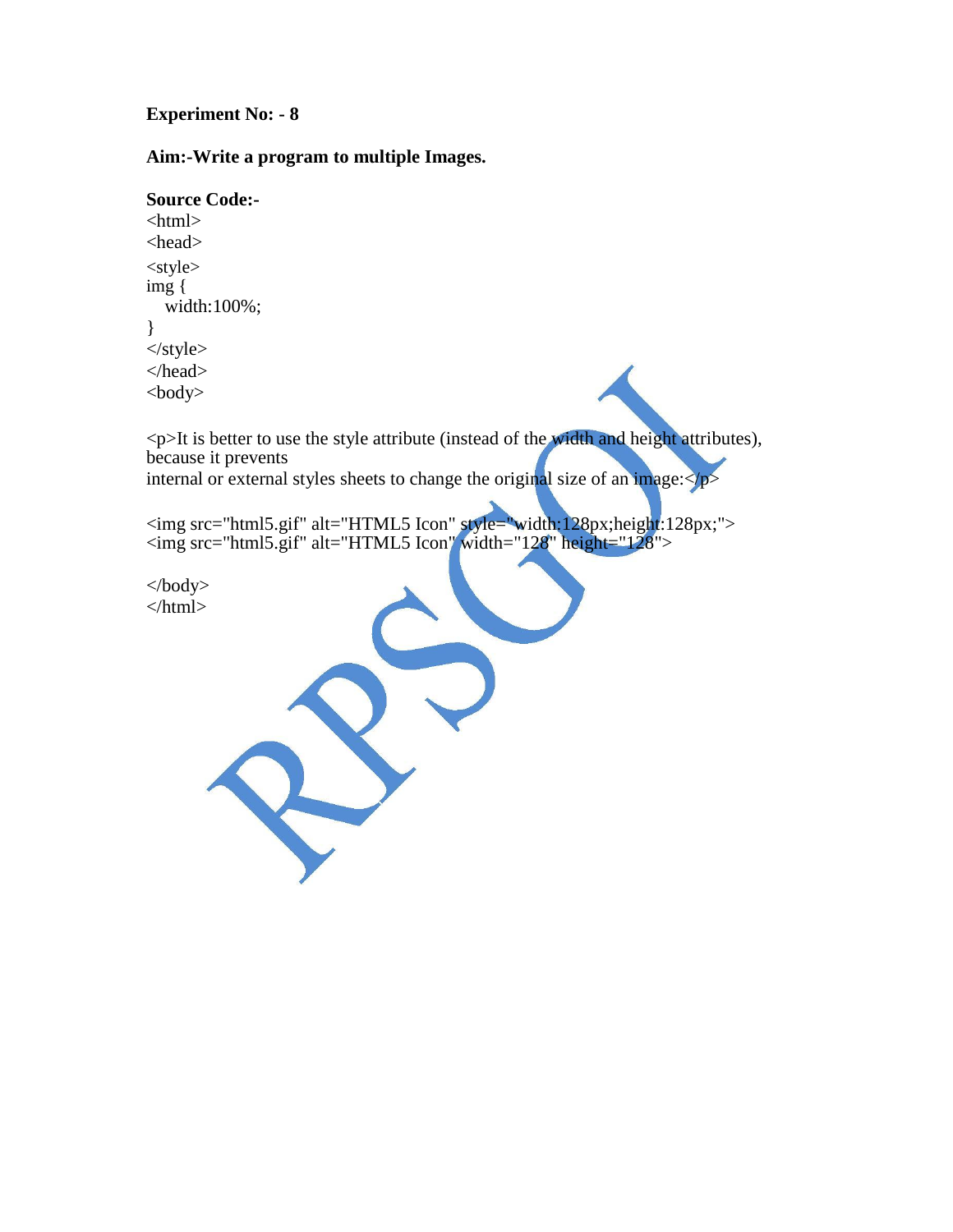**Experiment No: - 8**

**Aim:-Write a program to multiple Images.**

**Source Code:-**

```
<html>
<head>
<style>
img {
   width:100%;
}
</style>
</head>
<body>

<p>It is better to use the style attribute (instead of the width and height attributes),
because it prevents
internal or external styles sheets to change the original size of an image:</p>

<img src="html5.gif" alt="HTML5 Icon" style="width:128px;height:128px;">
<img src="html5.gif" alt="HTML5 Icon" width="128" height="128">

</body>
</html>
```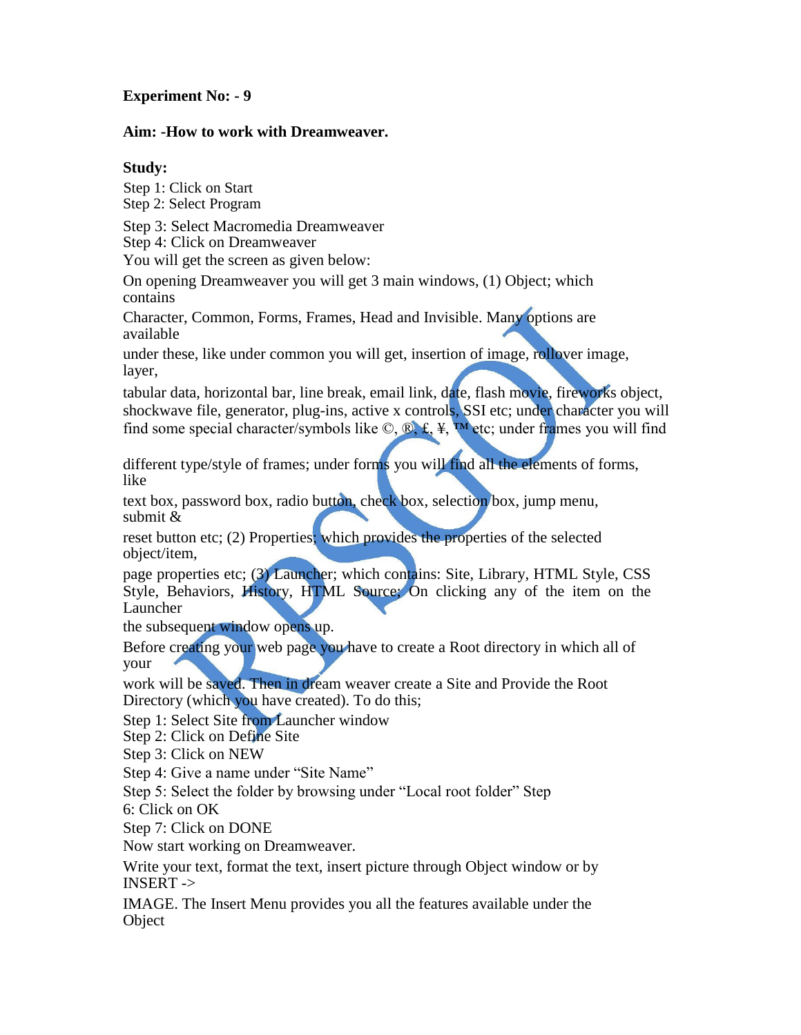**Experiment No: - 9**

**Aim: -How to work with Dreamweaver.**

**Study:**

Step 1: Click on Start
Step 2: Select Program

Step 3: Select Macromedia Dreamweaver
Step 4: Click on Dreamweaver
You will get the screen as given below:

On opening Dreamweaver you will get 3 main windows, (1) Object; which contains

Character, Common, Forms, Frames, Head and Invisible. Many options are available

under these, like under common you will get, insertion of image, rollover image, layer,

tabular data, horizontal bar, line break, email link, date, flash movie, fireworks object, shockwave file, generator, plug-ins, active x controls, SSI etc; under character you will find some special character/symbols like ©, ®, £, ¥, ™ etc; under frames you will find

different type/style of frames; under forms you will find all the elements of forms, like

text box, password box, radio button, check box, selection box, jump menu, submit &

reset button etc; (2) Properties; which provides the properties of the selected object/item,

page properties etc; (3) Launcher; which contains: Site, Library, HTML Style, CSS Style, Behaviors, History, HTML Source; On clicking any of the item on the Launcher

the subsequent window opens up.

Before creating your web page you have to create a Root directory in which all of your

work will be saved. Then in dream weaver create a Site and Provide the Root Directory (which you have created). To do this;

Step 1: Select Site from Launcher window
Step 2: Click on Define Site
Step 3: Click on NEW
Step 4: Give a name under "Site Name"
Step 5: Select the folder by browsing under "Local root folder" Step
6: Click on OK
Step 7: Click on DONE
Now start working on Dreamweaver.

Write your text, format the text, insert picture through Object window or by INSERT ->

IMAGE. The Insert Menu provides you all the features available under the Object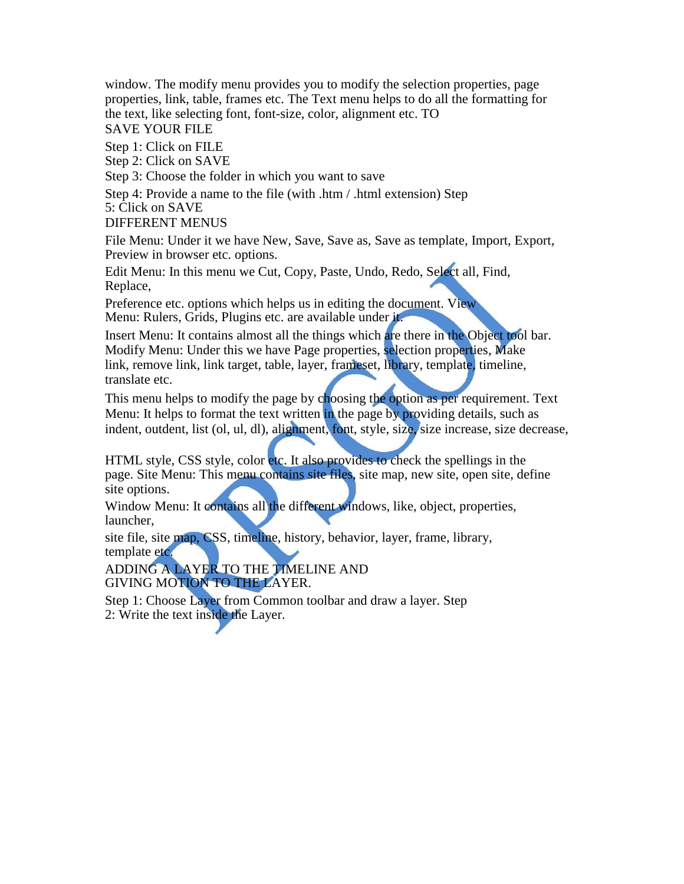window. The modify menu provides you to modify the selection properties, page properties, link, table, frames etc. The Text menu helps to do all the formatting for the text, like selecting font, font-size, color, alignment etc. TO SAVE YOUR FILE

Step 1: Click on FILE

Step 2: Click on SAVE

Step 3: Choose the folder in which you want to save

Step 4: Provide a name to the file (with .htm / .html extension) Step 5: Click on SAVE

DIFFERENT MENUS

File Menu: Under it we have New, Save, Save as, Save as template, Import, Export, Preview in browser etc. options.

Edit Menu: In this menu we Cut, Copy, Paste, Undo, Redo, Select all, Find, Replace,

Preference etc. options which helps us in editing the document. View Menu: Rulers, Grids, Plugins etc. are available under it.

Insert Menu: It contains almost all the things which are there in the Object tool bar. Modify Menu: Under this we have Page properties, selection properties, Make link, remove link, link target, table, layer, frameset, library, template, timeline, translate etc.

This menu helps to modify the page by choosing the option as per requirement. Text Menu: It helps to format the text written in the page by providing details, such as indent, outdent, list (ol, ul, dl), alignment, font, style, size, size increase, size decrease,

HTML style, CSS style, color etc. It also provides to check the spellings in the page. Site Menu: This menu contains site files, site map, new site, open site, define site options.

Window Menu: It contains all the different windows, like, object, properties, launcher,

site file, site map, CSS, timeline, history, behavior, layer, frame, library, template etc.

ADDING A LAYER TO THE TIMELINE AND GIVING MOTION TO THE LAYER.

Step 1: Choose Layer from Common toolbar and draw a layer. Step 2: Write the text inside the Layer.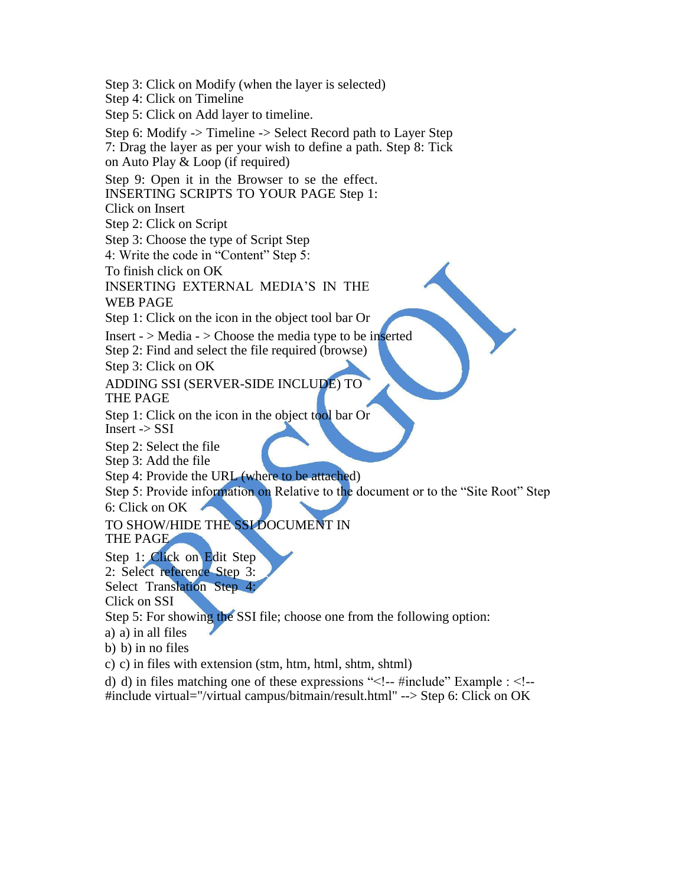Step 3: Click on Modify (when the layer is selected)
Step 4: Click on Timeline
Step 5: Click on Add layer to timeline.

Step 6: Modify -> Timeline -> Select Record path to Layer Step 7: Drag the layer as per your wish to define a path. Step 8: Tick on Auto Play & Loop (if required)

Step 9: Open it in the Browser to se the effect.
INSERTING SCRIPTS TO YOUR PAGE Step 1: Click on Insert
Step 2: Click on Script
Step 3: Choose the type of Script Step 4: Write the code in "Content" Step 5: To finish click on OK

INSERTING EXTERNAL MEDIA'S IN THE WEB PAGE

Step 1: Click on the icon in the object tool bar Or
Insert - > Media - > Choose the media type to be inserted
Step 2: Find and select the file required (browse)
Step 3: Click on OK

ADDING SSI (SERVER-SIDE INCLUDE) TO THE PAGE

Step 1: Click on the icon in the object tool bar Or
Insert -> SSI
Step 2: Select the file
Step 3: Add the file
Step 4: Provide the URL (where to be attached)
Step 5: Provide information on Relative to the document or to the "Site Root" Step 6: Click on OK

TO SHOW/HIDE THE SSI DOCUMENT IN THE PAGE

Step 1: Click on Edit Step 2: Select reference Step 3: Select Translation Step 4: Click on SSI
Step 5: For showing the SSI file; choose one from the following option:

a) a) in all files
b) b) in no files
c) c) in files with extension (stm, htm, html, shtm, shtml)
d) d) in files matching one of these expressions "<!-- #include" Example : <!-- #include virtual="/virtual campus/bitmain/result.html" --> Step 6: Click on OK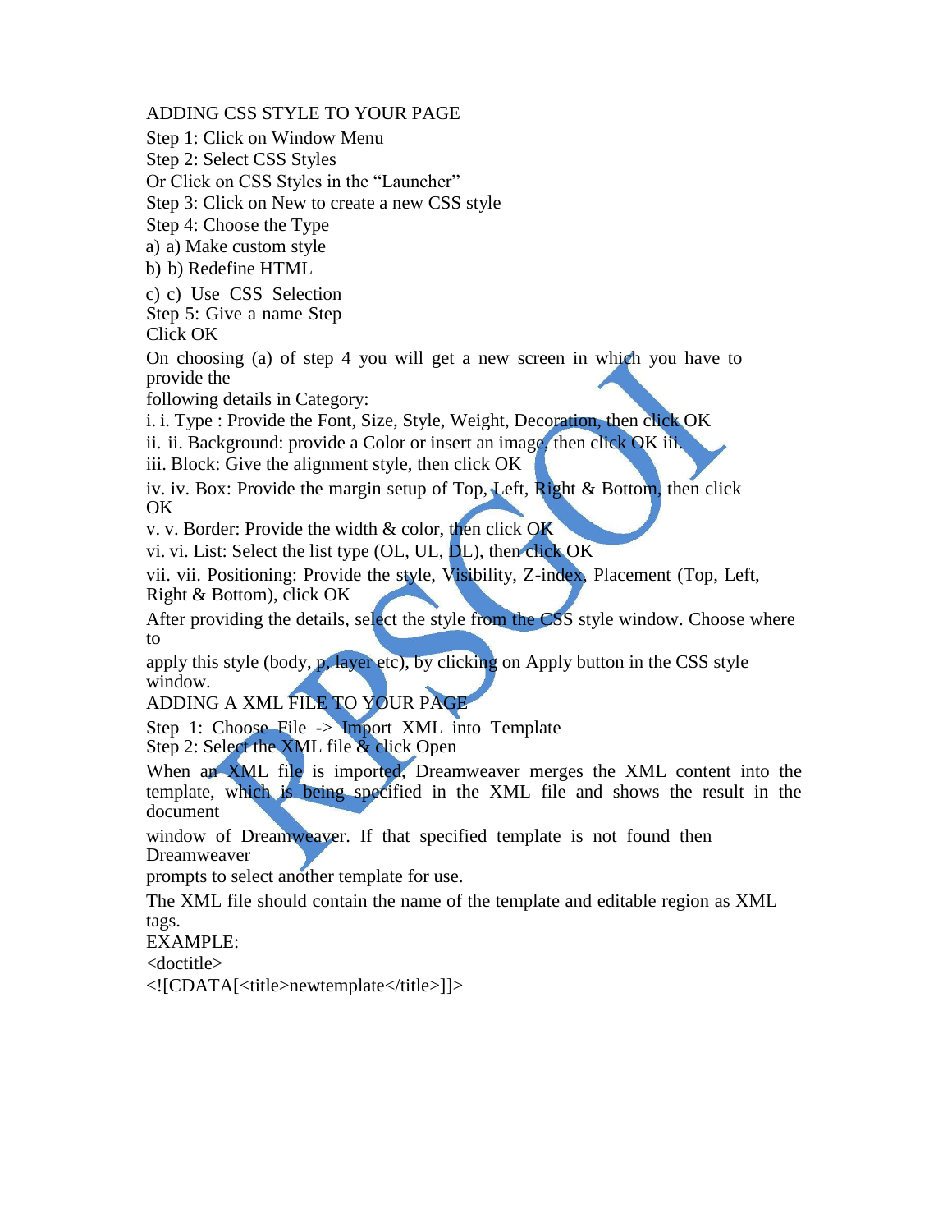ADDING CSS STYLE TO YOUR PAGE

Step 1: Click on Window Menu
Step 2: Select CSS Styles
Or Click on CSS Styles in the "Launcher"
Step 3: Click on New to create a new CSS style
Step 4: Choose the Type
a) a) Make custom style
b) b) Redefine HTML
c) c) Use CSS Selection
Step 5: Give a name Step
Click OK

On choosing (a) of step 4 you will get a new screen in which you have to provide the following details in Category:

i. i. Type : Provide the Font, Size, Style, Weight, Decoration, then click OK
ii. ii. Background: provide a Color or insert an image, then click OK iii.
iii. Block: Give the alignment style, then click OK
iv. iv. Box: Provide the margin setup of Top, Left, Right & Bottom, then click OK
v. v. Border: Provide the width & color, then click OK
vi. vi. List: Select the list type (OL, UL, DL), then click OK
vii. vii. Positioning: Provide the style, Visibility, Z-index, Placement (Top, Left, Right & Bottom), click OK

After providing the details, select the style from the CSS style window. Choose where to apply this style (body, p, layer etc), by clicking on Apply button in the CSS style window.

ADDING A XML FILE TO YOUR PAGE

Step 1: Choose File -> Import XML into Template
Step 2: Select the XML file & click Open

When an XML file is imported, Dreamweaver merges the XML content into the template, which is being specified in the XML file and shows the result in the document window of Dreamweaver. If that specified template is not found then Dreamweaver prompts to select another template for use.

The XML file should contain the name of the template and editable region as XML tags.

EXAMPLE:

```
<doctitle>
<![CDATA[<title>newtemplate</title>]]>
```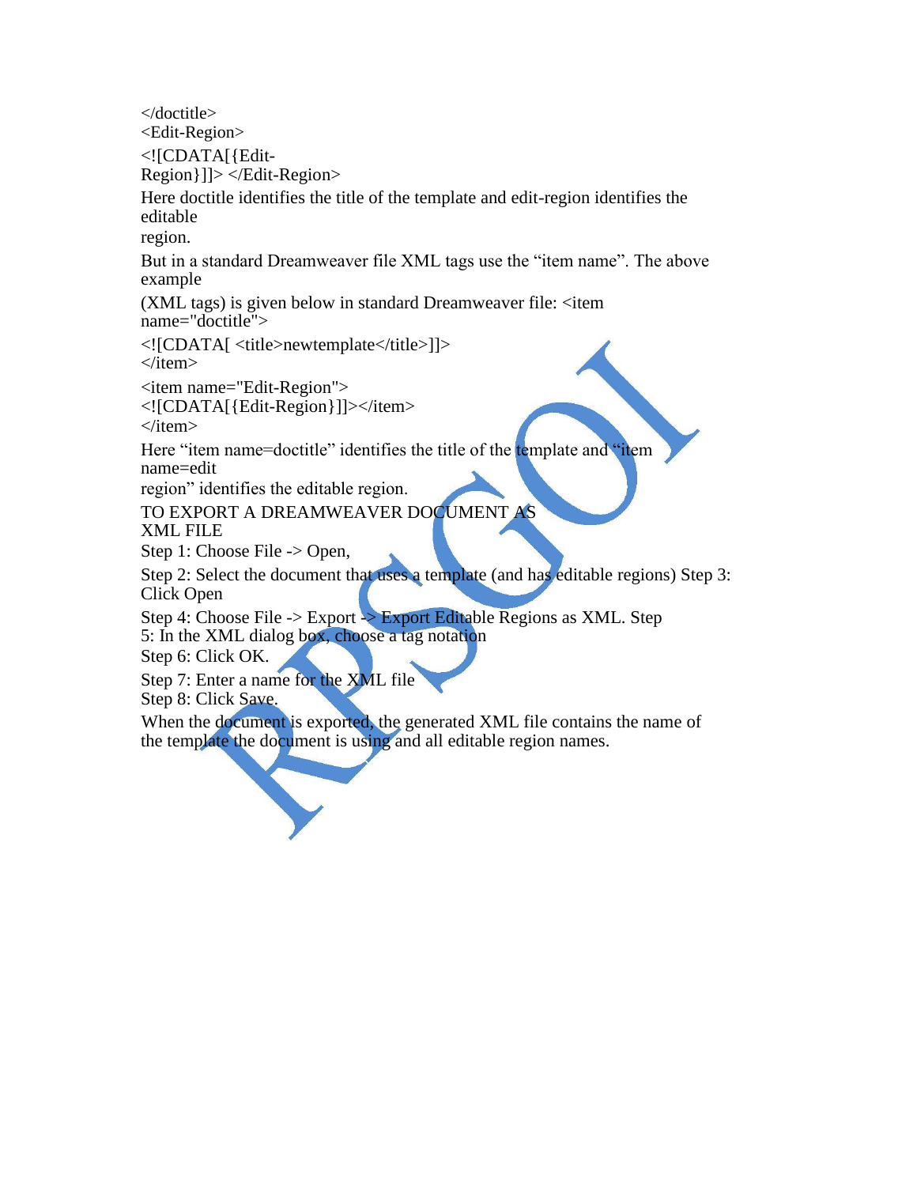```
</doctitle>
<Edit-Region>
<![CDATA[{Edit-
Region}]]> </Edit-Region>
```

Here doctitle identifies the title of the template and edit-region identifies the editable region.

But in a standard Dreamweaver file XML tags use the "item name". The above example (XML tags) is given below in standard Dreamweaver file:

```
<item
name="doctitle">
<![CDATA[ <title>newtemplate</title>]]>
</item>
<item name="Edit-Region">
<![CDATA[{Edit-Region}]]></item>
</item>
```

Here "item name=doctitle" identifies the title of the template and "item name=edit region" identifies the editable region.

TO EXPORT A DREAMWEAVER DOCUMENT AS XML FILE

Step 1: Choose File -> Open,

Step 2: Select the document that uses a template (and has editable regions)

Step 3: Click Open

Step 4: Choose File -> Export -> Export Editable Regions as XML.

Step 5: In the XML dialog box, choose a tag notation

Step 6: Click OK.

Step 7: Enter a name for the XML file

Step 8: Click Save.

When the document is exported, the generated XML file contains the name of the template the document is using and all editable region names.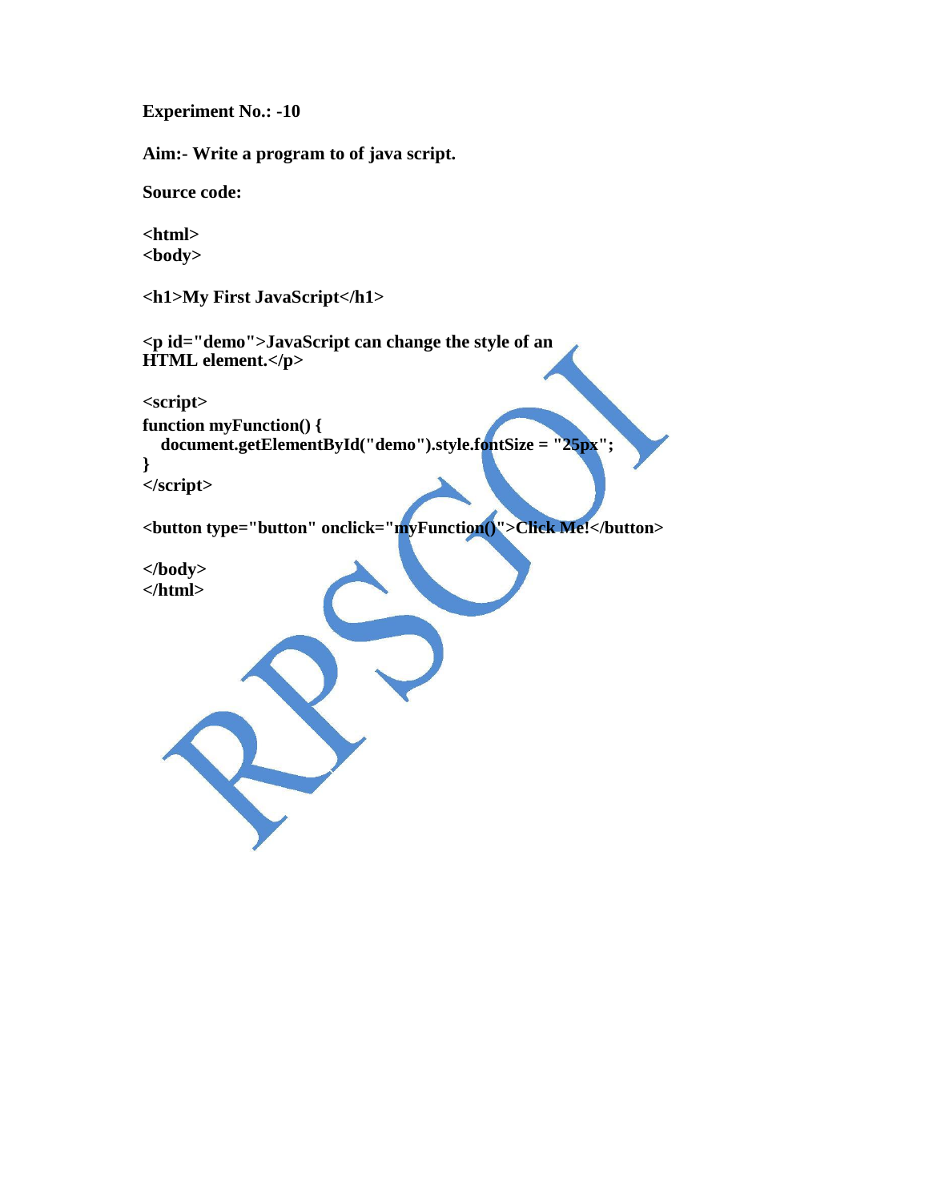**Experiment No.: -10**

**Aim:- Write a program to of java script.**

**Source code:**

```
<html>
<body>

<h1>My First JavaScript</h1>

<p id="demo">JavaScript can change the style of an
HTML element.</p>

<script>
function myFunction() {
   document.getElementById("demo").style.fontSize = "25px";
}
</script>

<button type="button" onclick="myFunction()">Click Me!</button>

</body>
</html>
```